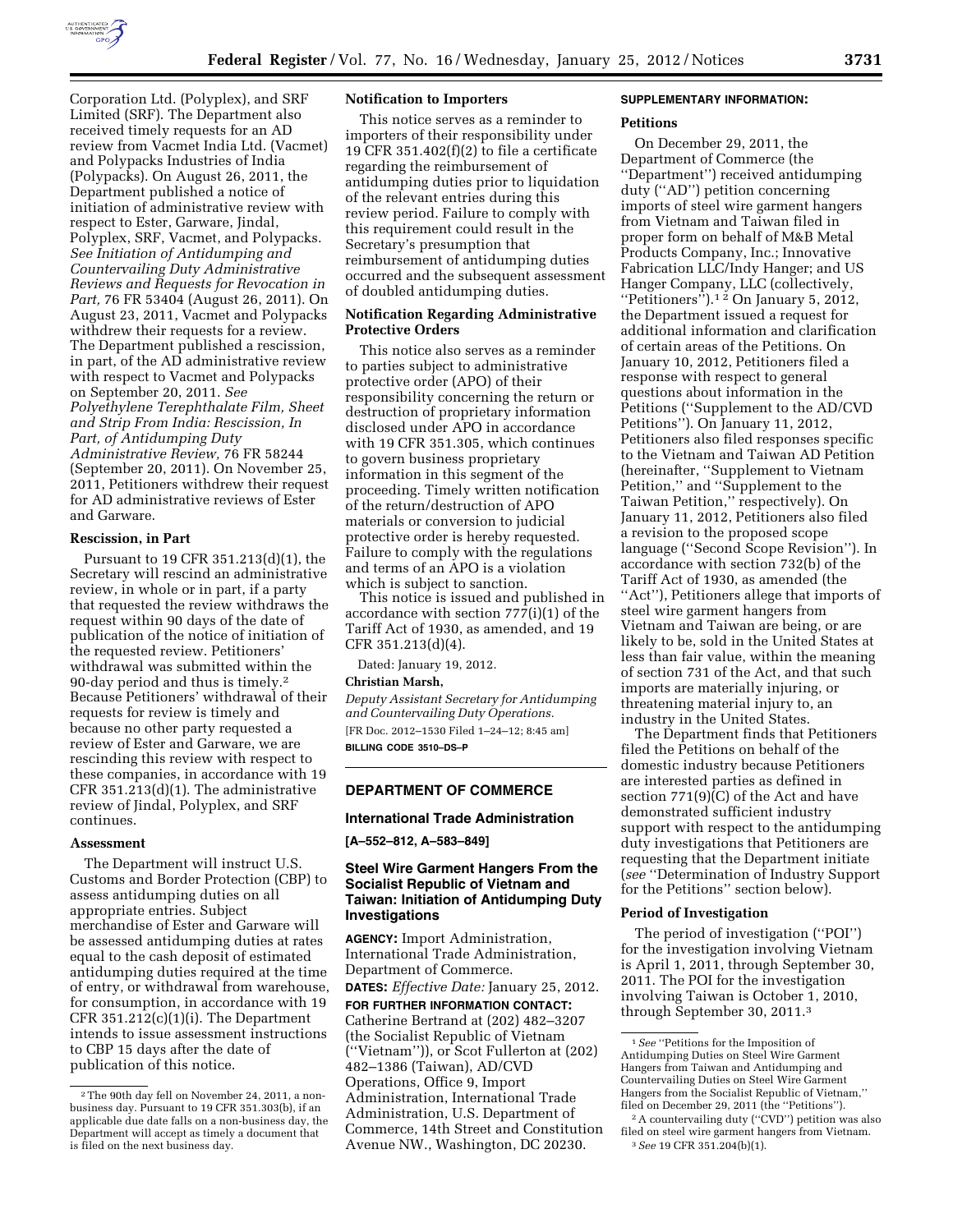Corporation Ltd. (Polyplex), and SRF Limited (SRF). The Department also received timely requests for an AD review from Vacmet India Ltd. (Vacmet) and Polypacks Industries of India (Polypacks). On August 26, 2011, the Department published a notice of initiation of administrative review with respect to Ester, Garware, Jindal, Polyplex, SRF, Vacmet, and Polypacks. *See Initiation of Antidumping and Countervailing Duty Administrative Reviews and Requests for Revocation in Part,* 76 FR 53404 (August 26, 2011). On August 23, 2011, Vacmet and Polypacks withdrew their requests for a review. The Department published a rescission, in part, of the AD administrative review with respect to Vacmet and Polypacks on September 20, 2011. *See Polyethylene Terephthalate Film, Sheet and Strip From India: Rescission, In Part, of Antidumping Duty Administrative Review,* 76 FR 58244 (September 20, 2011). On November 25, 2011, Petitioners withdrew their request for AD administrative reviews of Ester and Garware.

**Rescission, in Part**

Pursuant to 19 CFR 351.213(d)(1), the Secretary will rescind an administrative review, in whole or in part, if a party that requested the review withdraws the request within 90 days of the date of publication of the notice of initiation of the requested review. Petitioners' withdrawal was submitted within the 90-day period and thus is timely.[2] Because Petitioners' withdrawal of their requests for review is timely and because no other party requested a review of Ester and Garware, we are rescinding this review with respect to these companies, in accordance with 19 CFR 351.213(d)(1). The administrative review of Jindal, Polyplex, and SRF continues.

**Assessment**

The Department will instruct U.S. Customs and Border Protection (CBP) to assess antidumping duties on all appropriate entries. Subject merchandise of Ester and Garware will be assessed antidumping duties at rates equal to the cash deposit of estimated antidumping duties required at the time of entry, or withdrawal from warehouse, for consumption, in accordance with 19 CFR 351.212(c)(1)(i). The Department intends to issue assessment instructions to CBP 15 days after the date of publication of this notice.

[2] The 90th day fell on November 24, 2011, a non-business day. Pursuant to 19 CFR 351.303(b), if an applicable due date falls on a non-business day, the Department will accept as timely a document that is filed on the next business day.

**Notification to Importers**

This notice serves as a reminder to importers of their responsibility under 19 CFR 351.402(f)(2) to file a certificate regarding the reimbursement of antidumping duties prior to liquidation of the relevant entries during this review period. Failure to comply with this requirement could result in the Secretary's presumption that reimbursement of antidumping duties occurred and the subsequent assessment of doubled antidumping duties.

**Notification Regarding Administrative Protective Orders**

This notice also serves as a reminder to parties subject to administrative protective order (APO) of their responsibility concerning the return or destruction of proprietary information disclosed under APO in accordance with 19 CFR 351.305, which continues to govern business proprietary information in this segment of the proceeding. Timely written notification of the return/destruction of APO materials or conversion to judicial protective order is hereby requested. Failure to comply with the regulations and terms of an APO is a violation which is subject to sanction.

This notice is issued and published in accordance with section 777(i)(1) of the Tariff Act of 1930, as amended, and 19 CFR 351.213(d)(4).

Dated: January 19, 2012.

**Christian Marsh,**

*Deputy Assistant Secretary for Antidumping and Countervailing Duty Operations.*

[FR Doc. 2012–1530 Filed 1–24–12; 8:45 am]

**BILLING CODE 3510–DS–P**

## DEPARTMENT OF COMMERCE

### International Trade Administration

**[A–552–812, A–583–849]**

### Steel Wire Garment Hangers From the Socialist Republic of Vietnam and Taiwan: Initiation of Antidumping Duty Investigations

**AGENCY:** Import Administration, International Trade Administration, Department of Commerce.

**DATES:** *Effective Date:* January 25, 2012.

**FOR FURTHER INFORMATION CONTACT:** Catherine Bertrand at (202) 482–3207 (the Socialist Republic of Vietnam (''Vietnam'')), or Scot Fullerton at (202) 482–1386 (Taiwan), AD/CVD Operations, Office 9, Import Administration, International Trade Administration, U.S. Department of Commerce, 14th Street and Constitution Avenue NW., Washington, DC 20230.

**SUPPLEMENTARY INFORMATION:**

**Petitions**

On December 29, 2011, the Department of Commerce (the ''Department'') received antidumping duty (''AD'') petition concerning imports of steel wire garment hangers from Vietnam and Taiwan filed in proper form on behalf of M&B Metal Products Company, Inc.; Innovative Fabrication LLC/Indy Hanger; and US Hanger Company, LLC (collectively, ''Petitioners'').[1] [2] On January 5, 2012, the Department issued a request for additional information and clarification of certain areas of the Petitions. On January 10, 2012, Petitioners filed a response with respect to general questions about information in the Petitions (''Supplement to the AD/CVD Petitions''). On January 11, 2012, Petitioners also filed responses specific to the Vietnam and Taiwan AD Petition (hereinafter, ''Supplement to Vietnam Petition,'' and ''Supplement to the Taiwan Petition,'' respectively). On January 11, 2012, Petitioners also filed a revision to the proposed scope language (''Second Scope Revision''). In accordance with section 732(b) of the Tariff Act of 1930, as amended (the ''Act''), Petitioners allege that imports of steel wire garment hangers from Vietnam and Taiwan are being, or are likely to be, sold in the United States at less than fair value, within the meaning of section 731 of the Act, and that such imports are materially injuring, or threatening material injury to, an industry in the United States.

The Department finds that Petitioners filed the Petitions on behalf of the domestic industry because Petitioners are interested parties as defined in section 771(9)(C) of the Act and have demonstrated sufficient industry support with respect to the antidumping duty investigations that Petitioners are requesting that the Department initiate (*see* ''Determination of Industry Support for the Petitions'' section below).

**Period of Investigation**

The period of investigation (''POI'') for the investigation involving Vietnam is April 1, 2011, through September 30, 2011. The POI for the investigation involving Taiwan is October 1, 2010, through September 30, 2011.[3]

[1] *See* ''Petitions for the Imposition of Antidumping Duties on Steel Wire Garment Hangers from Taiwan and Antidumping and Countervailing Duties on Steel Wire Garment Hangers from the Socialist Republic of Vietnam,'' filed on December 29, 2011 (the ''Petitions'').

[2] A countervailing duty (''CVD'') petition was also filed on steel wire garment hangers from Vietnam.

[3] *See* 19 CFR 351.204(b)(1).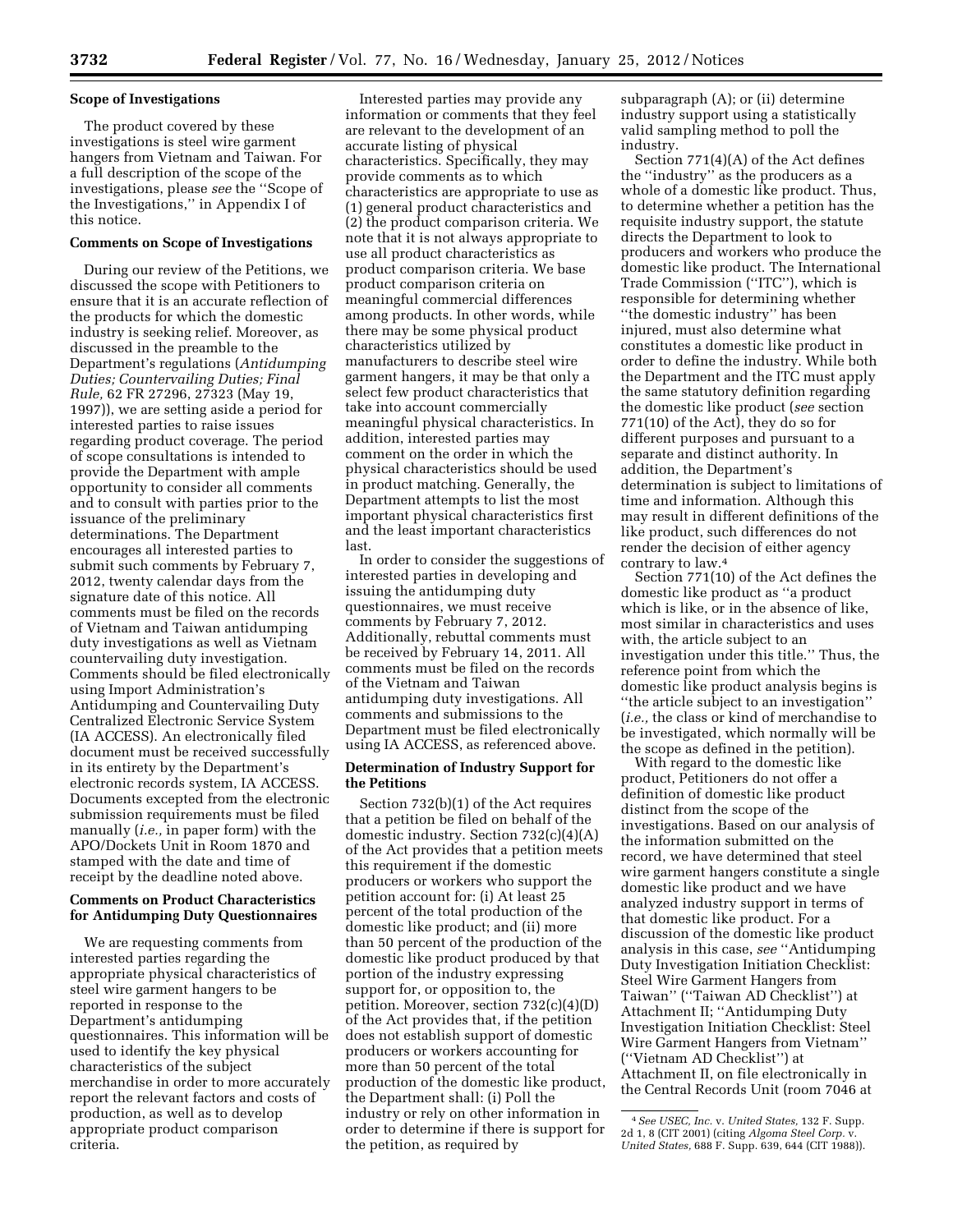### Scope of Investigations

The product covered by these investigations is steel wire garment hangers from Vietnam and Taiwan. For a full description of the scope of the investigations, please *see* the ''Scope of the Investigations,'' in Appendix I of this notice.

### Comments on Scope of Investigations

During our review of the Petitions, we discussed the scope with Petitioners to ensure that it is an accurate reflection of the products for which the domestic industry is seeking relief. Moreover, as discussed in the preamble to the Department's regulations (*Antidumping Duties; Countervailing Duties; Final Rule,* 62 FR 27296, 27323 (May 19, 1997)), we are setting aside a period for interested parties to raise issues regarding product coverage. The period of scope consultations is intended to provide the Department with ample opportunity to consider all comments and to consult with parties prior to the issuance of the preliminary determinations. The Department encourages all interested parties to submit such comments by February 7, 2012, twenty calendar days from the signature date of this notice. All comments must be filed on the records of Vietnam and Taiwan antidumping duty investigations as well as Vietnam countervailing duty investigation. Comments should be filed electronically using Import Administration's Antidumping and Countervailing Duty Centralized Electronic Service System (IA ACCESS). An electronically filed document must be received successfully in its entirety by the Department's electronic records system, IA ACCESS. Documents excepted from the electronic submission requirements must be filed manually (*i.e.,* in paper form) with the APO/Dockets Unit in Room 1870 and stamped with the date and time of receipt by the deadline noted above.

### Comments on Product Characteristics for Antidumping Duty Questionnaires

We are requesting comments from interested parties regarding the appropriate physical characteristics of steel wire garment hangers to be reported in response to the Department's antidumping questionnaires. This information will be used to identify the key physical characteristics of the subject merchandise in order to more accurately report the relevant factors and costs of production, as well as to develop appropriate product comparison criteria.

Interested parties may provide any information or comments that they feel are relevant to the development of an accurate listing of physical characteristics. Specifically, they may provide comments as to which characteristics are appropriate to use as (1) general product characteristics and (2) the product comparison criteria. We note that it is not always appropriate to use all product characteristics as product comparison criteria. We base product comparison criteria on meaningful commercial differences among products. In other words, while there may be some physical product characteristics utilized by manufacturers to describe steel wire garment hangers, it may be that only a select few product characteristics take into account commercially meaningful physical characteristics. In addition, interested parties may comment on the order in which the physical characteristics should be used in product matching. Generally, the Department attempts to list the most important physical characteristics first and the least important characteristics last.

In order to consider the suggestions of interested parties in developing and issuing the antidumping duty questionnaires, we must receive comments by February 7, 2012. Additionally, rebuttal comments must be received by February 14, 2011. All comments must be filed on the records of the Vietnam and Taiwan antidumping duty investigations. All comments and submissions to the Department must be filed electronically using IA ACCESS, as referenced above.

### Determination of Industry Support for the Petitions

Section 732(b)(1) of the Act requires that a petition be filed on behalf of the domestic industry. Section 732(c)(4)(A) of the Act provides that a petition meets this requirement if the domestic producers or workers who support the petition account for: (i) At least 25 percent of the total production of the domestic like product; and (ii) more than 50 percent of the production of the domestic like product produced by that portion of the industry expressing support for, or opposition to, the petition. Moreover, section 732(c)(4)(D) of the Act provides that, if the petition does not establish support of domestic producers or workers accounting for more than 50 percent of the total production of the domestic like product, the Department shall: (i) Poll the industry or rely on other information in order to determine if there is support for the petition, as required by subparagraph (A); or (ii) determine industry support using a statistically valid sampling method to poll the industry.

Section 771(4)(A) of the Act defines the ''industry'' as the producers as a whole of a domestic like product. Thus, to determine whether a petition has the requisite industry support, the statute directs the Department to look to producers and workers who produce the domestic like product. The International Trade Commission (''ITC''), which is responsible for determining whether ''the domestic industry'' has been injured, must also determine what constitutes a domestic like product in order to define the industry. While both the Department and the ITC must apply the same statutory definition regarding the domestic like product (*see* section 771(10) of the Act), they do so for different purposes and pursuant to a separate and distinct authority. In addition, the Department's determination is subject to limitations of time and information. Although this may result in different definitions of the like product, such differences do not render the decision of either agency contrary to law.[4]

Section 771(10) of the Act defines the domestic like product as ''a product which is like, or in the absence of like, most similar in characteristics and uses with, the article subject to an investigation under this title.'' Thus, the reference point from which the domestic like product analysis begins is ''the article subject to an investigation'' (*i.e.,* the class or kind of merchandise to be investigated, which normally will be the scope as defined in the petition).

With regard to the domestic like product, Petitioners do not offer a definition of domestic like product distinct from the scope of the investigations. Based on our analysis of the information submitted on the record, we have determined that steel wire garment hangers constitute a single domestic like product and we have analyzed industry support in terms of that domestic like product. For a discussion of the domestic like product analysis in this case, *see* ''Antidumping Duty Investigation Initiation Checklist: Steel Wire Garment Hangers from Taiwan'' (''Taiwan AD Checklist'') at Attachment II; ''Antidumping Duty Investigation Initiation Checklist: Steel Wire Garment Hangers from Vietnam'' (''Vietnam AD Checklist'') at Attachment II, on file electronically in the Central Records Unit (room 7046 at

[4] *See USEC, Inc.* v. *United States,* 132 F. Supp. 2d 1, 8 (CIT 2001) (citing *Algoma Steel Corp.* v. *United States,* 688 F. Supp. 639, 644 (CIT 1988)).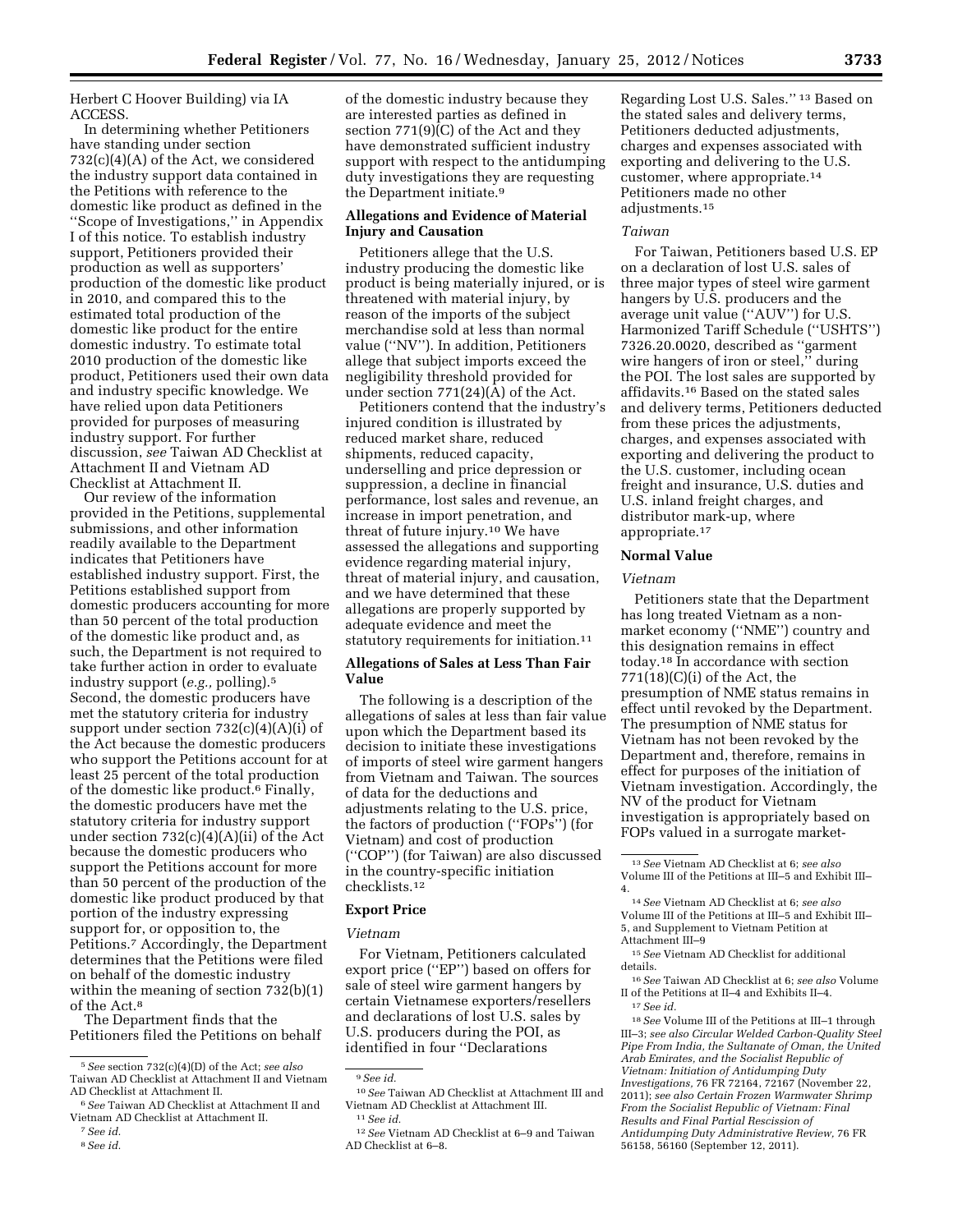Herbert C Hoover Building) via IA ACCESS.

In determining whether Petitioners have standing under section 732(c)(4)(A) of the Act, we considered the industry support data contained in the Petitions with reference to the domestic like product as defined in the ''Scope of Investigations,'' in Appendix I of this notice. To establish industry support, Petitioners provided their production as well as supporters' production of the domestic like product in 2010, and compared this to the estimated total production of the domestic like product for the entire domestic industry. To estimate total 2010 production of the domestic like product, Petitioners used their own data and industry specific knowledge. We have relied upon data Petitioners provided for purposes of measuring industry support. For further discussion, *see* Taiwan AD Checklist at Attachment II and Vietnam AD Checklist at Attachment II.

Our review of the information provided in the Petitions, supplemental submissions, and other information readily available to the Department indicates that Petitioners have established industry support. First, the Petitions established support from domestic producers accounting for more than 50 percent of the total production of the domestic like product and, as such, the Department is not required to take further action in order to evaluate industry support (*e.g.,* polling).[5] Second, the domestic producers have met the statutory criteria for industry support under section 732(c)(4)(A)(i) of the Act because the domestic producers who support the Petitions account for at least 25 percent of the total production of the domestic like product.[6] Finally, the domestic producers have met the statutory criteria for industry support under section 732(c)(4)(A)(ii) of the Act because the domestic producers who support the Petitions account for more than 50 percent of the production of the domestic like product produced by that portion of the industry expressing support for, or opposition to, the Petitions.[7] Accordingly, the Department determines that the Petitions were filed on behalf of the domestic industry within the meaning of section 732(b)(1) of the Act.[8]

The Department finds that the Petitioners filed the Petitions on behalf of the domestic industry because they are interested parties as defined in section 771(9)(C) of the Act and they have demonstrated sufficient industry support with respect to the antidumping duty investigations they are requesting the Department initiate.[9]

## Allegations and Evidence of Material Injury and Causation

Petitioners allege that the U.S. industry producing the domestic like product is being materially injured, or is threatened with material injury, by reason of the imports of the subject merchandise sold at less than normal value (''NV''). In addition, Petitioners allege that subject imports exceed the negligibility threshold provided for under section 771(24)(A) of the Act.

Petitioners contend that the industry's injured condition is illustrated by reduced market share, reduced shipments, reduced capacity, underselling and price depression or suppression, a decline in financial performance, lost sales and revenue, an increase in import penetration, and threat of future injury.[10] We have assessed the allegations and supporting evidence regarding material injury, threat of material injury, and causation, and we have determined that these allegations are properly supported by adequate evidence and meet the statutory requirements for initiation.[11]

## Allegations of Sales at Less Than Fair Value

The following is a description of the allegations of sales at less than fair value upon which the Department based its decision to initiate these investigations of imports of steel wire garment hangers from Vietnam and Taiwan. The sources of data for the deductions and adjustments relating to the U.S. price, the factors of production (''FOPs'') (for Vietnam) and cost of production (''COP'') (for Taiwan) are also discussed in the country-specific initiation checklists.[12]

## Export Price

### *Vietnam*

For Vietnam, Petitioners calculated export price (''EP'') based on offers for sale of steel wire garment hangers by certain Vietnamese exporters/resellers and declarations of lost U.S. sales by U.S. producers during the POI, as identified in four ''Declarations Regarding Lost U.S. Sales.'' [13] Based on the stated sales and delivery terms, Petitioners deducted adjustments, charges and expenses associated with exporting and delivering to the U.S. customer, where appropriate.[14] Petitioners made no other adjustments.[15]

### *Taiwan*

For Taiwan, Petitioners based U.S. EP on a declaration of lost U.S. sales of three major types of steel wire garment hangers by U.S. producers and the average unit value (''AUV'') for U.S. Harmonized Tariff Schedule (''USHTS'') 7326.20.0020, described as ''garment wire hangers of iron or steel,'' during the POI. The lost sales are supported by affidavits.[16] Based on the stated sales and delivery terms, Petitioners deducted from these prices the adjustments, charges, and expenses associated with exporting and delivering the product to the U.S. customer, including ocean freight and insurance, U.S. duties and U.S. inland freight charges, and distributor mark-up, where appropriate.[17]

## Normal Value

### *Vietnam*

Petitioners state that the Department has long treated Vietnam as a non-market economy (''NME'') country and this designation remains in effect today.[18] In accordance with section 771(18)(C)(i) of the Act, the presumption of NME status remains in effect until revoked by the Department. The presumption of NME status for Vietnam has not been revoked by the Department and, therefore, remains in effect for purposes of the initiation of Vietnam investigation. Accordingly, the NV of the product for Vietnam investigation is appropriately based on FOPs valued in a surrogate market-

---

[5] *See* section 732(c)(4)(D) of the Act; *see also* Taiwan AD Checklist at Attachment II and Vietnam AD Checklist at Attachment II.

[6] *See* Taiwan AD Checklist at Attachment II and Vietnam AD Checklist at Attachment II.

[7] *See id.*

[8] *See id.*

[9] *See id.*

[10] *See* Taiwan AD Checklist at Attachment III and Vietnam AD Checklist at Attachment III.

[11] *See id.*

[12] *See* Vietnam AD Checklist at 6–9 and Taiwan AD Checklist at 6–8.

[13] *See* Vietnam AD Checklist at 6; *see also* Volume III of the Petitions at III–5 and Exhibit III–4.

[14] *See* Vietnam AD Checklist at 6; *see also* Volume III of the Petitions at III–5 and Exhibit III–5, and Supplement to Vietnam Petition at Attachment III–9

[15] *See* Vietnam AD Checklist for additional details.

[16] *See* Taiwan AD Checklist at 6; *see also* Volume II of the Petitions at II–4 and Exhibits II–4.

[17] *See id.*

[18] *See* Volume III of the Petitions at III–1 through III–3; *see also Circular Welded Carbon-Quality Steel Pipe From India, the Sultanate of Oman, the United Arab Emirates, and the Socialist Republic of Vietnam: Initiation of Antidumping Duty Investigations,* 76 FR 72164, 72167 (November 22, 2011); *see also Certain Frozen Warmwater Shrimp From the Socialist Republic of Vietnam: Final Results and Final Partial Rescission of Antidumping Duty Administrative Review,* 76 FR 56158, 56160 (September 12, 2011).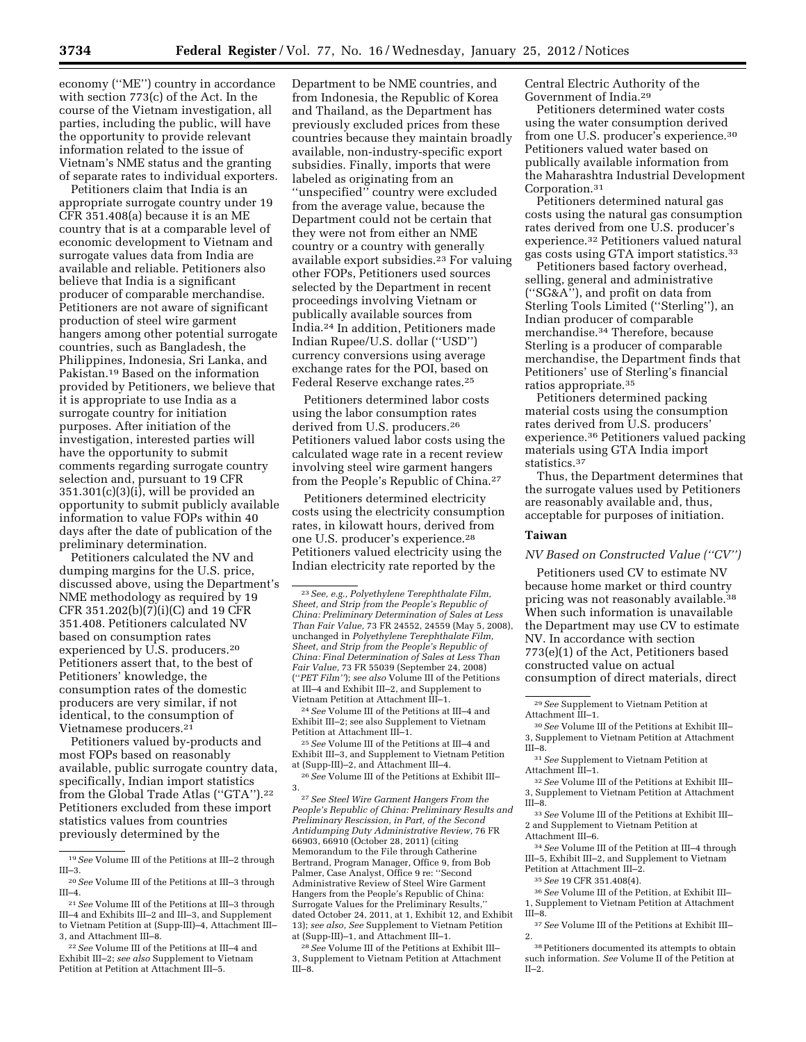economy (''ME'') country in accordance with section 773(c) of the Act. In the course of the Vietnam investigation, all parties, including the public, will have the opportunity to provide relevant information related to the issue of Vietnam's NME status and the granting of separate rates to individual exporters.

Petitioners claim that India is an appropriate surrogate country under 19 CFR 351.408(a) because it is an ME country that is at a comparable level of economic development to Vietnam and surrogate values data from India are available and reliable. Petitioners also believe that India is a significant producer of comparable merchandise. Petitioners are not aware of significant production of steel wire garment hangers among other potential surrogate countries, such as Bangladesh, the Philippines, Indonesia, Sri Lanka, and Pakistan.[19] Based on the information provided by Petitioners, we believe that it is appropriate to use India as a surrogate country for initiation purposes. After initiation of the investigation, interested parties will have the opportunity to submit comments regarding surrogate country selection and, pursuant to 19 CFR 351.301(c)(3)(i), will be provided an opportunity to submit publicly available information to value FOPs within 40 days after the date of publication of the preliminary determination.

Petitioners calculated the NV and dumping margins for the U.S. price, discussed above, using the Department's NME methodology as required by 19 CFR 351.202(b)(7)(i)(C) and 19 CFR 351.408. Petitioners calculated NV based on consumption rates experienced by U.S. producers.[20] Petitioners assert that, to the best of Petitioners' knowledge, the consumption rates of the domestic producers are very similar, if not identical, to the consumption of Vietnamese producers.[21]

Petitioners valued by-products and most FOPs based on reasonably available, public surrogate country data, specifically, Indian import statistics from the Global Trade Atlas (''GTA'').[22] Petitioners excluded from these import statistics values from countries previously determined by the Department to be NME countries, and from Indonesia, the Republic of Korea and Thailand, as the Department has previously excluded prices from these countries because they maintain broadly available, non-industry-specific export subsidies. Finally, imports that were labeled as originating from an ''unspecified'' country were excluded from the average value, because the Department could not be certain that they were not from either an NME country or a country with generally available export subsidies.[23] For valuing other FOPs, Petitioners used sources selected by the Department in recent proceedings involving Vietnam or publically available sources from India.[24] In addition, Petitioners made Indian Rupee/U.S. dollar (''USD'') currency conversions using average exchange rates for the POI, based on Federal Reserve exchange rates.[25]

Petitioners determined labor costs using the labor consumption rates derived from U.S. producers.[26] Petitioners valued labor costs using the calculated wage rate in a recent review involving steel wire garment hangers from the People's Republic of China.[27]

Petitioners determined electricity costs using the electricity consumption rates, in kilowatt hours, derived from one U.S. producer's experience.[28] Petitioners valued electricity using the Indian electricity rate reported by the Central Electric Authority of the Government of India.[29]

Petitioners determined water costs using the water consumption derived from one U.S. producer's experience.[30] Petitioners valued water based on publically available information from the Maharashtra Industrial Development Corporation.[31]

Petitioners determined natural gas costs using the natural gas consumption rates derived from one U.S. producer's experience.[32] Petitioners valued natural gas costs using GTA import statistics.[33]

Petitioners based factory overhead, selling, general and administrative (''SG&A''), and profit on data from Sterling Tools Limited (''Sterling''), an Indian producer of comparable merchandise.[34] Therefore, because Sterling is a producer of comparable merchandise, the Department finds that Petitioners' use of Sterling's financial ratios appropriate.[35]

Petitioners determined packing material costs using the consumption rates derived from U.S. producers' experience.[36] Petitioners valued packing materials using GTA India import statistics.[37]

Thus, the Department determines that the surrogate values used by Petitioners are reasonably available and, thus, acceptable for purposes of initiation.

## Taiwan

*NV Based on Constructed Value (''CV'')*

Petitioners used CV to estimate NV because home market or third country pricing was not reasonably available.[38] When such information is unavailable the Department may use CV to estimate NV. In accordance with section 773(e)(1) of the Act, Petitioners based constructed value on actual consumption of direct materials, direct

---

[19] *See* Volume III of the Petitions at III–2 through III–3.

[20] *See* Volume III of the Petitions at III–3 through III–4.

[21] *See* Volume III of the Petitions at III–3 through III–4 and Exhibits III–2 and III–3, and Supplement to Vietnam Petition at (Supp-III)–4, Attachment III–3, and Attachment III–8.

[22] *See* Volume III of the Petitions at III–4 and Exhibit III–2; *see also* Supplement to Vietnam Petition at Petition at Attachment III–5.

[23] *See, e.g., Polyethylene Terephthalate Film, Sheet, and Strip from the People's Republic of China: Preliminary Determination of Sales at Less Than Fair Value,* 73 FR 24552, 24559 (May 5, 2008), unchanged in *Polyethylene Terephthalate Film, Sheet, and Strip from the People's Republic of China: Final Determination of Sales at Less Than Fair Value,* 73 FR 55039 (September 24, 2008) (''*PET Film*''); *see also* Volume III of the Petitions at III–4 and Exhibit III–2, and Supplement to Vietnam Petition at Attachment III–1.

[24] *See* Volume III of the Petitions at III–4 and Exhibit III–2; see also Supplement to Vietnam Petition at Attachment III–1.

[25] *See* Volume III of the Petitions at III–4 and Exhibit III–3, and Supplement to Vietnam Petition at (Supp-III)–2, and Attachment III–4.

[26] *See* Volume III of the Petitions at Exhibit III–3.

[27] *See Steel Wire Garment Hangers From the People's Republic of China: Preliminary Results and Preliminary Rescission, in Part, of the Second Antidumping Duty Administrative Review,* 76 FR 66903, 66910 (October 28, 2011) (citing Memorandum to the File through Catherine Bertrand, Program Manager, Office 9, from Bob Palmer, Case Analyst, Office 9 re: ''Second Administrative Review of Steel Wire Garment Hangers from the People's Republic of China: Surrogate Values for the Preliminary Results,'' dated October 24, 2011, at 1, Exhibit 12, and Exhibit 13); *see also, See* Supplement to Vietnam Petition at (Supp-III)–1, and Attachment III–1.

[28] *See* Volume III of the Petitions at Exhibit III–3, Supplement to Vietnam Petition at Attachment III–8.

[29] *See* Supplement to Vietnam Petition at Attachment III–1.

[30] *See* Volume III of the Petitions at Exhibit III–3, Supplement to Vietnam Petition at Attachment III–8.

[31] *See* Supplement to Vietnam Petition at Attachment III–1.

[32] *See* Volume III of the Petitions at Exhibit III–3, Supplement to Vietnam Petition at Attachment III–8.

[33] *See* Volume III of the Petitions at Exhibit III–2 and Supplement to Vietnam Petition at Attachment III–6.

[34] *See* Volume III of the Petition at III–4 through III–5, Exhibit III–2, and Supplement to Vietnam Petition at Attachment III–2.

[35] *See* 19 CFR 351.408(4).

[36] *See* Volume III of the Petition, at Exhibit III–1, Supplement to Vietnam Petition at Attachment III–8.

[37] *See* Volume III of the Petitions at Exhibit III–2.

[38] Petitioners documented its attempts to obtain such information. *See* Volume II of the Petition at II–2.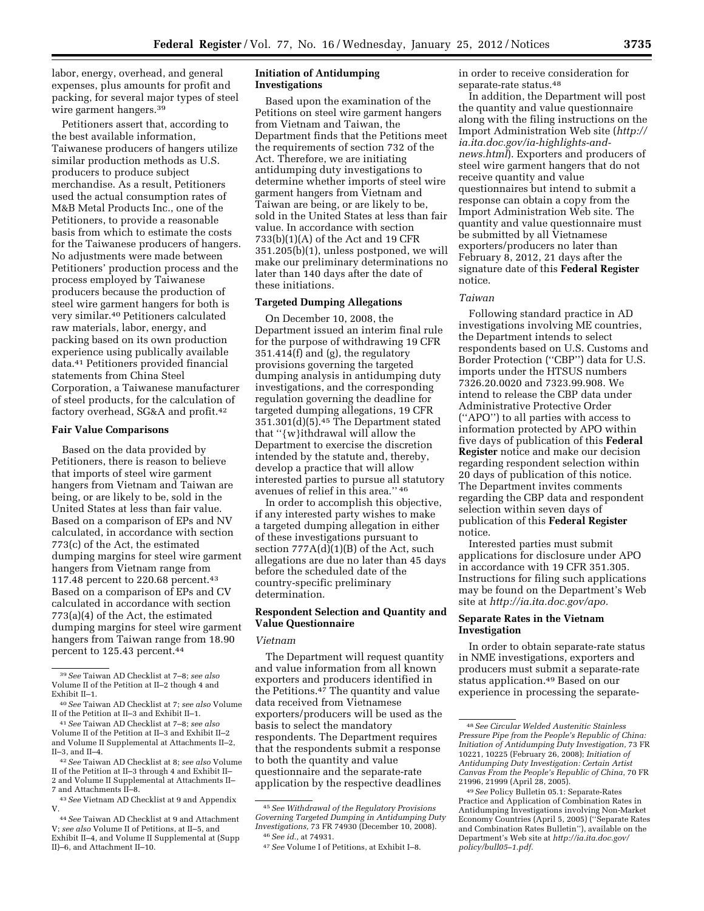labor, energy, overhead, and general expenses, plus amounts for profit and packing, for several major types of steel wire garment hangers.[39]

Petitioners assert that, according to the best available information, Taiwanese producers of hangers utilize similar production methods as U.S. producers to produce subject merchandise. As a result, Petitioners used the actual consumption rates of M&B Metal Products Inc., one of the Petitioners, to provide a reasonable basis from which to estimate the costs for the Taiwanese producers of hangers. No adjustments were made between Petitioners' production process and the process employed by Taiwanese producers because the production of steel wire garment hangers for both is very similar.[40] Petitioners calculated raw materials, labor, energy, and packing based on its own production experience using publically available data.[41] Petitioners provided financial statements from China Steel Corporation, a Taiwanese manufacturer of steel products, for the calculation of factory overhead, SG&A and profit.[42]

**Fair Value Comparisons**

Based on the data provided by Petitioners, there is reason to believe that imports of steel wire garment hangers from Vietnam and Taiwan are being, or are likely to be, sold in the United States at less than fair value. Based on a comparison of EPs and NV calculated, in accordance with section 773(c) of the Act, the estimated dumping margins for steel wire garment hangers from Vietnam range from 117.48 percent to 220.68 percent.[43] Based on a comparison of EPs and CV calculated in accordance with section 773(a)(4) of the Act, the estimated dumping margins for steel wire garment hangers from Taiwan range from 18.90 percent to 125.43 percent.[44]

**Initiation of Antidumping Investigations**

Based upon the examination of the Petitions on steel wire garment hangers from Vietnam and Taiwan, the Department finds that the Petitions meet the requirements of section 732 of the Act. Therefore, we are initiating antidumping duty investigations to determine whether imports of steel wire garment hangers from Vietnam and Taiwan are being, or are likely to be, sold in the United States at less than fair value. In accordance with section 733(b)(1)(A) of the Act and 19 CFR 351.205(b)(1), unless postponed, we will make our preliminary determinations no later than 140 days after the date of these initiations.

**Targeted Dumping Allegations**

On December 10, 2008, the Department issued an interim final rule for the purpose of withdrawing 19 CFR 351.414(f) and (g), the regulatory provisions governing the targeted dumping analysis in antidumping duty investigations, and the corresponding regulation governing the deadline for targeted dumping allegations, 19 CFR 351.301(d)(5).[45] The Department stated that "{w}ithdrawal will allow the Department to exercise the discretion intended by the statute and, thereby, develop a practice that will allow interested parties to pursue all statutory avenues of relief in this area." [46]

In order to accomplish this objective, if any interested party wishes to make a targeted dumping allegation in either of these investigations pursuant to section 777A(d)(1)(B) of the Act, such allegations are due no later than 45 days before the scheduled date of the country-specific preliminary determination.

**Respondent Selection and Quantity and Value Questionnaire**

*Vietnam*

The Department will request quantity and value information from all known exporters and producers identified in the Petitions.[47] The quantity and value data received from Vietnamese exporters/producers will be used as the basis to select the mandatory respondents. The Department requires that the respondents submit a response to both the quantity and value questionnaire and the separate-rate application by the respective deadlines in order to receive consideration for separate-rate status.[48]

In addition, the Department will post the quantity and value questionnaire along with the filing instructions on the Import Administration Web site (*http://ia.ita.doc.gov/ia-highlights-and-news.html*). Exporters and producers of steel wire garment hangers that do not receive quantity and value questionnaires but intend to submit a response can obtain a copy from the Import Administration Web site. The quantity and value questionnaire must be submitted by all Vietnamese exporters/producers no later than February 8, 2012, 21 days after the signature date of this **Federal Register** notice.

*Taiwan*

Following standard practice in AD investigations involving ME countries, the Department intends to select respondents based on U.S. Customs and Border Protection ("CBP") data for U.S. imports under the HTSUS numbers 7326.20.0020 and 7323.99.908. We intend to release the CBP data under Administrative Protective Order ("APO") to all parties with access to information protected by APO within five days of publication of this **Federal Register** notice and make our decision regarding respondent selection within 20 days of publication of this notice. The Department invites comments regarding the CBP data and respondent selection within seven days of publication of this **Federal Register** notice.

Interested parties must submit applications for disclosure under APO in accordance with 19 CFR 351.305. Instructions for filing such applications may be found on the Department's Web site at *http://ia.ita.doc.gov/apo.*

**Separate Rates in the Vietnam Investigation**

In order to obtain separate-rate status in NME investigations, exporters and producers must submit a separate-rate status application.[49] Based on our experience in processing the separate-

---

[39] *See* Taiwan AD Checklist at 7–8; *see also* Volume II of the Petition at II–2 though 4 and Exhibit II–1.

[40] *See* Taiwan AD Checklist at 7; *see also* Volume II of the Petition at II–3 and Exhibit II–1.

[41] *See* Taiwan AD Checklist at 7–8; *see also* Volume II of the Petition at II–3 and Exhibit II–2 and Volume II Supplemental at Attachments II–2, II–3, and II–4.

[42] *See* Taiwan AD Checklist at 8; *see also* Volume II of the Petition at II–3 through 4 and Exhibit II–2 and Volume II Supplemental at Attachments II–7 and Attachments II–8.

[43] *See* Vietnam AD Checklist at 9 and Appendix V.

[44] *See* Taiwan AD Checklist at 9 and Attachment V; *see also* Volume II of Petitions, at II–5, and Exhibit II–4, and Volume II Supplemental at (Supp II)–6, and Attachment II–10.

[45] *See Withdrawal of the Regulatory Provisions Governing Targeted Dumping in Antidumping Duty Investigations,* 73 FR 74930 (December 10, 2008).

[46] *See id.,* at 74931.

[47] *See* Volume I of Petitions, at Exhibit I–8.

[48] *See Circular Welded Austenitic Stainless Pressure Pipe from the People's Republic of China: Initiation of Antidumping Duty Investigation,* 73 FR 10221, 10225 (February 26, 2008); *Initiation of Antidumping Duty Investigation: Certain Artist Canvas From the People's Republic of China,* 70 FR 21996, 21999 (April 28, 2005).

[49] *See* Policy Bulletin 05.1: Separate-Rates Practice and Application of Combination Rates in Antidumping Investigations involving Non-Market Economy Countries (April 5, 2005) ("Separate Rates and Combination Rates Bulletin"), available on the Department's Web site at *http://ia.ita.doc.gov/policy/bull05–1.pdf.*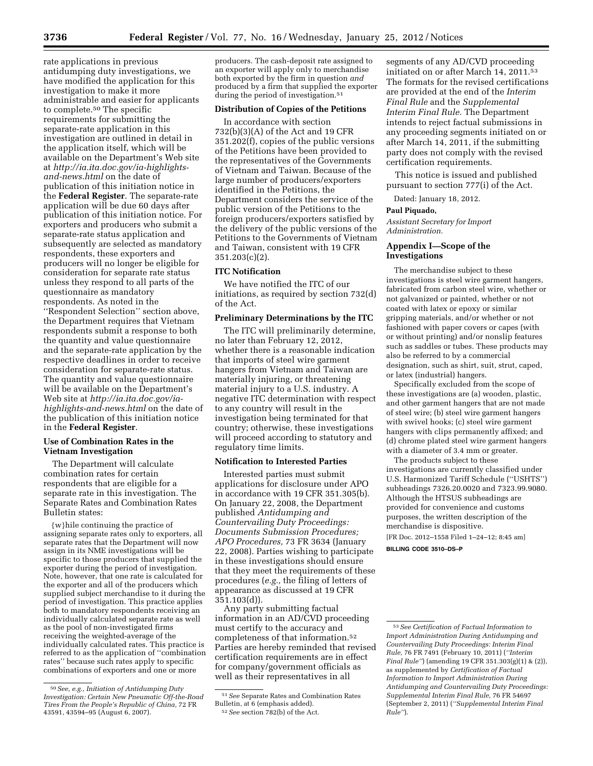rate applications in previous antidumping duty investigations, we have modified the application for this investigation to make it more administrable and easier for applicants to complete.[50] The specific requirements for submitting the separate-rate application in this investigation are outlined in detail in the application itself, which will be available on the Department's Web site at *http://ia.ita.doc.gov/ia-highlights-and-news.html* on the date of publication of this initiation notice in the **Federal Register**. The separate-rate application will be due 60 days after publication of this initiation notice. For exporters and producers who submit a separate-rate status application and subsequently are selected as mandatory respondents, these exporters and producers will no longer be eligible for consideration for separate rate status unless they respond to all parts of the questionnaire as mandatory respondents. As noted in the ''Respondent Selection'' section above, the Department requires that Vietnam respondents submit a response to both the quantity and value questionnaire and the separate-rate application by the respective deadlines in order to receive consideration for separate-rate status. The quantity and value questionnaire will be available on the Department's Web site at *http://ia.ita.doc.gov/ia-highlights-and-news.html* on the date of the publication of this initiation notice in the **Federal Register**.

### Use of Combination Rates in the Vietnam Investigation

The Department will calculate combination rates for certain respondents that are eligible for a separate rate in this investigation. The Separate Rates and Combination Rates Bulletin states:

{w}hile continuing the practice of assigning separate rates only to exporters, all separate rates that the Department will now assign in its NME investigations will be specific to those producers that supplied the exporter during the period of investigation. Note, however, that one rate is calculated for the exporter and all of the producers which supplied subject merchandise to it during the period of investigation. This practice applies both to mandatory respondents receiving an individually calculated separate rate as well as the pool of non-investigated firms receiving the weighted-average of the individually calculated rates. This practice is referred to as the application of ''combination rates'' because such rates apply to specific combinations of exporters and one or more producers. The cash-deposit rate assigned to an exporter will apply only to merchandise both exported by the firm in question *and* produced by a firm that supplied the exporter during the period of investigation.[51]

### Distribution of Copies of the Petitions

In accordance with section 732(b)(3)(A) of the Act and 19 CFR 351.202(f), copies of the public versions of the Petitions have been provided to the representatives of the Governments of Vietnam and Taiwan. Because of the large number of producers/exporters identified in the Petitions, the Department considers the service of the public version of the Petitions to the foreign producers/exporters satisfied by the delivery of the public versions of the Petitions to the Governments of Vietnam and Taiwan, consistent with 19 CFR 351.203(c)(2).

### ITC Notification

We have notified the ITC of our initiations, as required by section 732(d) of the Act.

### Preliminary Determinations by the ITC

The ITC will preliminarily determine, no later than February 12, 2012, whether there is a reasonable indication that imports of steel wire garment hangers from Vietnam and Taiwan are materially injuring, or threatening material injury to a U.S. industry. A negative ITC determination with respect to any country will result in the investigation being terminated for that country; otherwise, these investigations will proceed according to statutory and regulatory time limits.

### Notification to Interested Parties

Interested parties must submit applications for disclosure under APO in accordance with 19 CFR 351.305(b). On January 22, 2008, the Department published *Antidumping and Countervailing Duty Proceedings: Documents Submission Procedures; APO Procedures,* 73 FR 3634 (January 22, 2008). Parties wishing to participate in these investigations should ensure that they meet the requirements of these procedures (*e.g.,* the filing of letters of appearance as discussed at 19 CFR 351.103(d)).

Any party submitting factual information in an AD/CVD proceeding must certify to the accuracy and completeness of that information.[52] Parties are hereby reminded that revised certification requirements are in effect for company/government officials as well as their representatives in all segments of any AD/CVD proceeding initiated on or after March 14, 2011.[53] The formats for the revised certifications are provided at the end of the *Interim Final Rule* and the *Supplemental Interim Final Rule.* The Department intends to reject factual submissions in any proceeding segments initiated on or after March 14, 2011, if the submitting party does not comply with the revised certification requirements.

This notice is issued and published pursuant to section 777(i) of the Act.

Dated: January 18, 2012.

**Paul Piquado,**

*Assistant Secretary for Import Administration.*

### Appendix I—Scope of the Investigations

The merchandise subject to these investigations is steel wire garment hangers, fabricated from carbon steel wire, whether or not galvanized or painted, whether or not coated with latex or epoxy or similar gripping materials, and/or whether or not fashioned with paper covers or capes (with or without printing) and/or nonslip features such as saddles or tubes. These products may also be referred to by a commercial designation, such as shirt, suit, strut, caped, or latex (industrial) hangers.

Specifically excluded from the scope of these investigations are (a) wooden, plastic, and other garment hangers that are not made of steel wire; (b) steel wire garment hangers with swivel hooks; (c) steel wire garment hangers with clips permanently affixed; and (d) chrome plated steel wire garment hangers with a diameter of 3.4 mm or greater.

The products subject to these investigations are currently classified under U.S. Harmonized Tariff Schedule (''USHTS'') subheadings 7326.20.0020 and 7323.99.9080. Although the HTSUS subheadings are provided for convenience and customs purposes, the written description of the merchandise is dispositive.

[FR Doc. 2012–1558 Filed 1–24–12; 8:45 am]

**BILLING CODE 3510–DS–P**

---

[50] *See, e.g., Initiation of Antidumping Duty Investigation: Certain New Pneumatic Off-the-Road Tires From the People's Republic of China,* 72 FR 43591, 43594–95 (August 6, 2007).

[51] *See* Separate Rates and Combination Rates Bulletin, at 6 (emphasis added).

[52] *See* section 782(b) of the Act.

[53] *See Certification of Factual Information to Import Administration During Antidumping and Countervailing Duty Proceedings: Interim Final Rule,* 76 FR 7491 (February 10, 2011) (*''Interim Final Rule''*) (amending 19 CFR 351.303(g)(1) & (2)), as supplemented by *Certification of Factual Information to Import Administration During Antidumping and Countervailing Duty Proceedings: Supplemental Interim Final Rule,* 76 FR 54697 (September 2, 2011) (*''Supplemental Interim Final Rule''*).